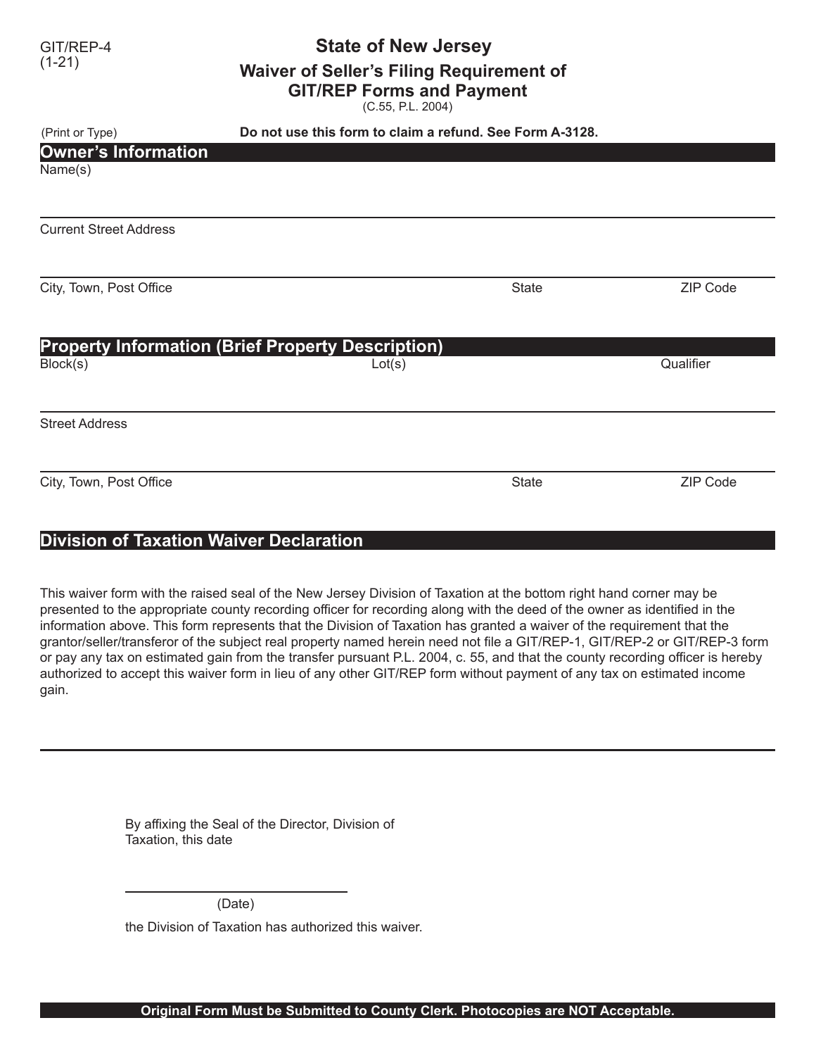GIT/REP-4
(1-21)

# State of New Jersey

## Waiver of Seller's Filing Requirement of GIT/REP Forms and Payment

(C.55, P.L. 2004)

(Print or Type) **Do not use this form to claim a refund. See Form A-3128.**

## Owner's Information

Name(s)

Current Street Address

City, Town, Post Office | State | ZIP Code

## Property Information (Brief Property Description)

Block(s) | Lot(s) | Qualifier

Street Address

City, Town, Post Office | State | ZIP Code

## Division of Taxation Waiver Declaration

This waiver form with the raised seal of the New Jersey Division of Taxation at the bottom right hand corner may be presented to the appropriate county recording officer for recording along with the deed of the owner as identified in the information above. This form represents that the Division of Taxation has granted a waiver of the requirement that the grantor/seller/transferor of the subject real property named herein need not file a GIT/REP-1, GIT/REP-2 or GIT/REP-3 form or pay any tax on estimated gain from the transfer pursuant P.L. 2004, c. 55, and that the county recording officer is hereby authorized to accept this waiver form in lieu of any other GIT/REP form without payment of any tax on estimated income gain.

By affixing the Seal of the Director, Division of Taxation, this date

______________________
(Date)

the Division of Taxation has authorized this waiver.

**Original Form Must be Submitted to County Clerk. Photocopies are NOT Acceptable.**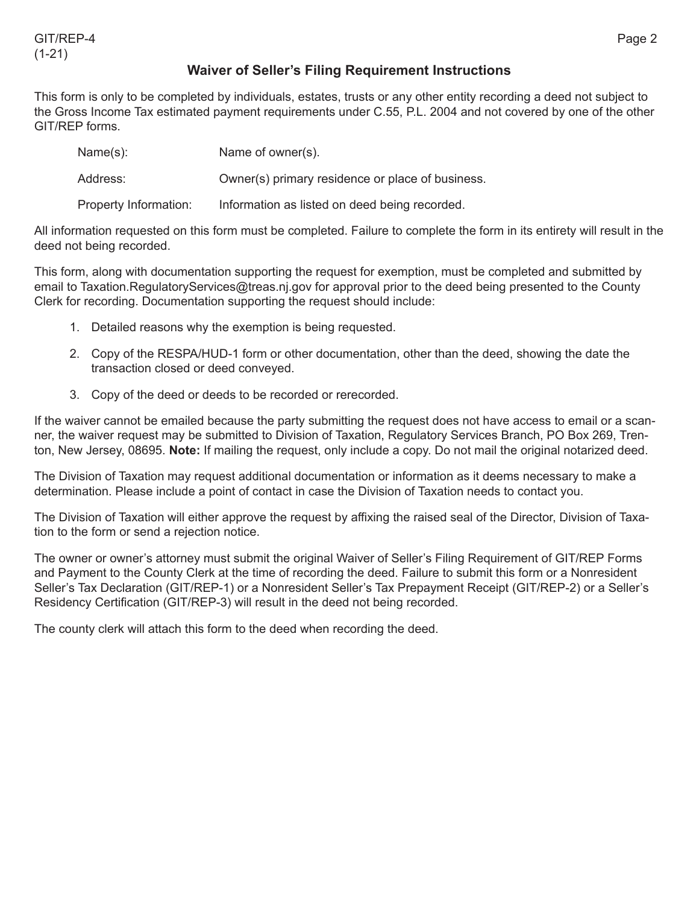## Waiver of Seller's Filing Requirement Instructions

This form is only to be completed by individuals, estates, trusts or any other entity recording a deed not subject to the Gross Income Tax estimated payment requirements under C.55, P.L. 2004 and not covered by one of the other GIT/REP forms.

| | |
|---|---|
| Name(s): | Name of owner(s). |
| Address: | Owner(s) primary residence or place of business. |
| Property Information: | Information as listed on deed being recorded. |

All information requested on this form must be completed. Failure to complete the form in its entirety will result in the deed not being recorded.

This form, along with documentation supporting the request for exemption, must be completed and submitted by email to Taxation.RegulatoryServices@treas.nj.gov for approval prior to the deed being presented to the County Clerk for recording. Documentation supporting the request should include:

1. Detailed reasons why the exemption is being requested.
2. Copy of the RESPA/HUD-1 form or other documentation, other than the deed, showing the date the transaction closed or deed conveyed.
3. Copy of the deed or deeds to be recorded or rerecorded.

If the waiver cannot be emailed because the party submitting the request does not have access to email or a scanner, the waiver request may be submitted to Division of Taxation, Regulatory Services Branch, PO Box 269, Trenton, New Jersey, 08695. **Note:** If mailing the request, only include a copy. Do not mail the original notarized deed.

The Division of Taxation may request additional documentation or information as it deems necessary to make a determination. Please include a point of contact in case the Division of Taxation needs to contact you.

The Division of Taxation will either approve the request by affixing the raised seal of the Director, Division of Taxation to the form or send a rejection notice.

The owner or owner's attorney must submit the original Waiver of Seller's Filing Requirement of GIT/REP Forms and Payment to the County Clerk at the time of recording the deed. Failure to submit this form or a Nonresident Seller's Tax Declaration (GIT/REP-1) or a Nonresident Seller's Tax Prepayment Receipt (GIT/REP-2) or a Seller's Residency Certification (GIT/REP-3) will result in the deed not being recorded.

The county clerk will attach this form to the deed when recording the deed.